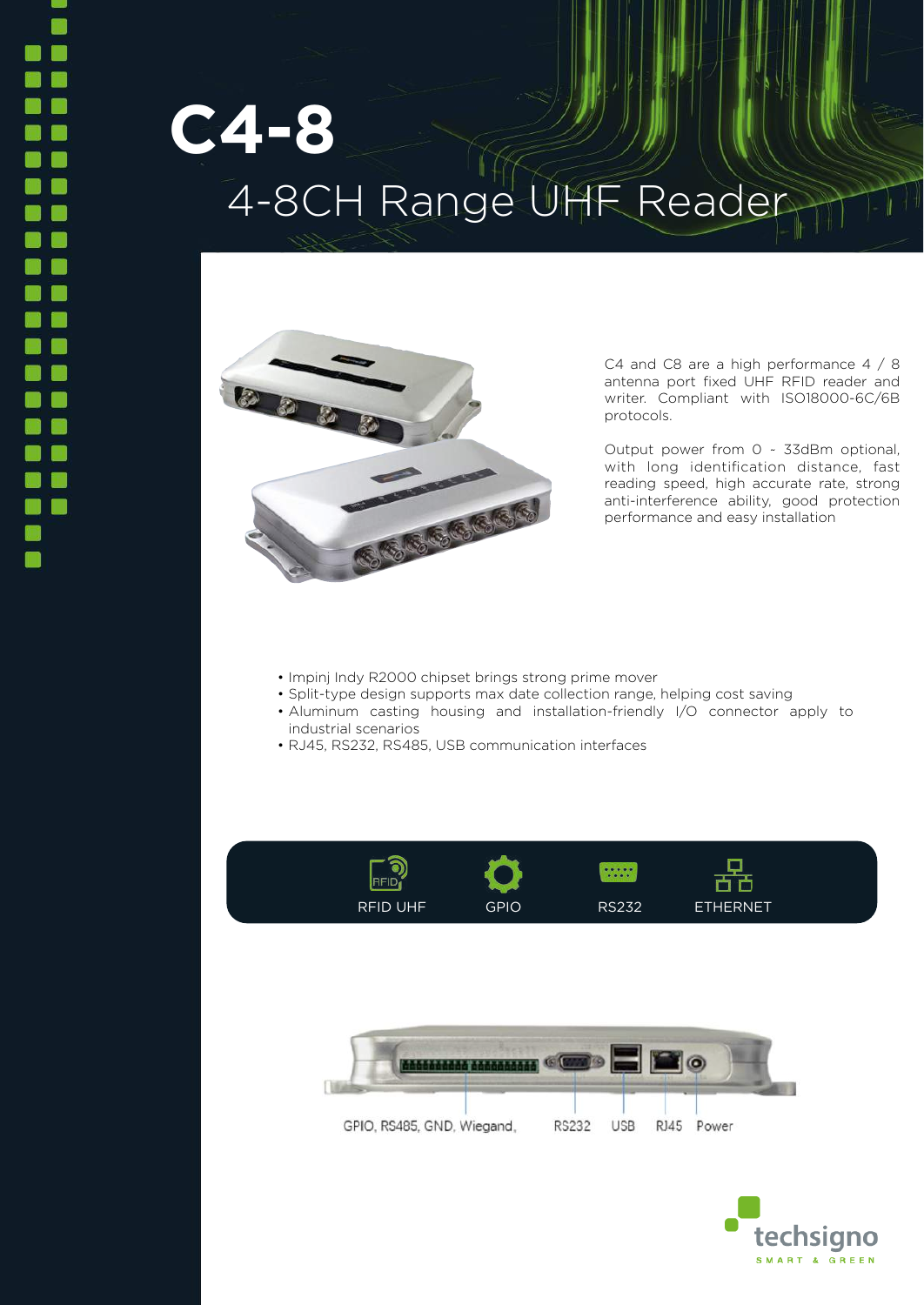# C4-8

## 4-8CH Range UHF Reader

C4 and C8 are a high performance 4 / 8 antenna port fixed UHF RFID reader and writer. Compliant with ISO18000-6C/6B protocols.

Output power from 0 ~ 33dBm optional, with long identification distance, fast reading speed, high accurate rate, strong anti-interference ability, good protection performance and easy installation

- Impinj Indy R2000 chipset brings strong prime mover
- Split-type design supports max date collection range, helping cost saving
- Aluminum casting housing and installation-friendly I/O connector apply to industrial scenarios
- RJ45, RS232, RS485, USB communication interfaces

RFID UHF GPIO RS232 ETHERNET

GPIO, RS485, GND, Wiegand, RS232 USB RJ45 Power

techsigno
SMART & GREEN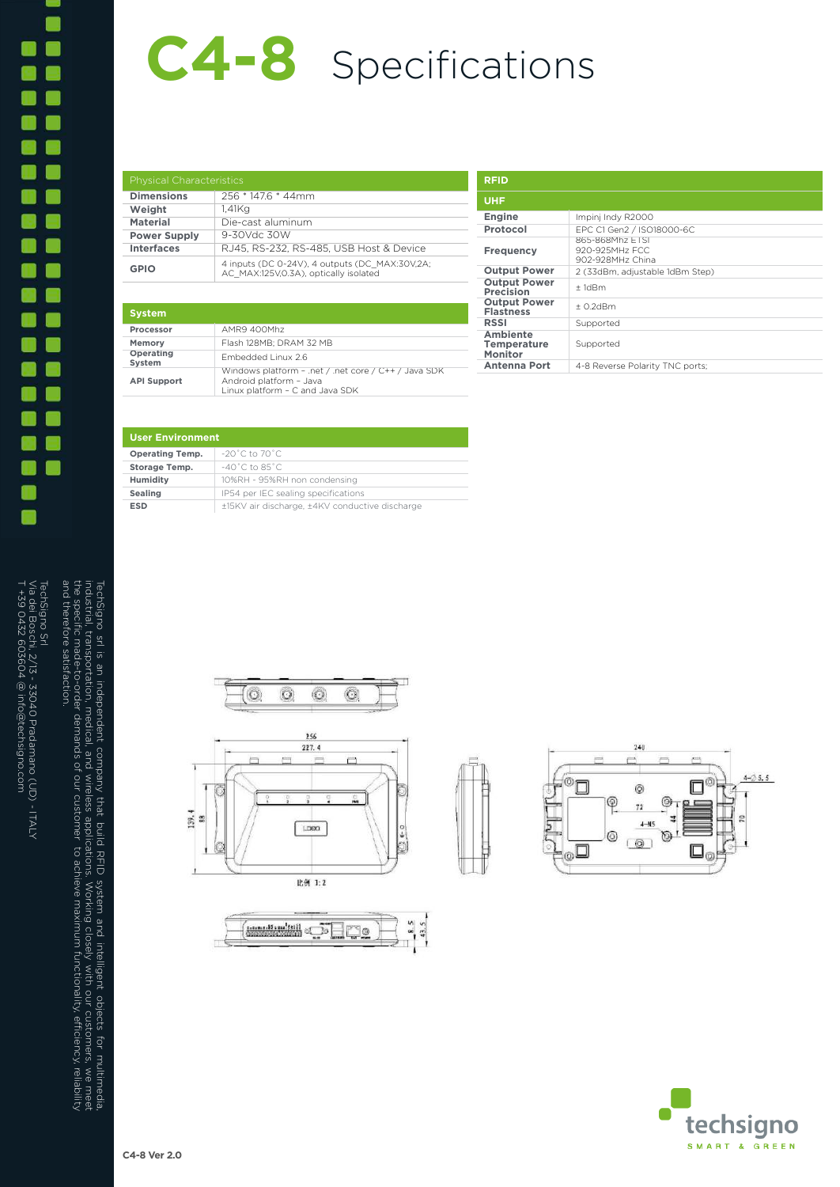# C4-8 Specifications

| Physical Characteristics | |
|---|---|
| **Dimensions** | 256 * 147.6 * 44mm |
| **Weight** | 1,41Kg |
| **Material** | Die-cast aluminum |
| **Power Supply** | 9-30Vdc 30W |
| **Interfaces** | RJ45, RS-232, RS-485, USB Host & Device |
| **GPIO** | 4 inputs (DC 0-24V), 4 outputs (DC_MAX:30V,2A; AC_MAX:125V,0.3A), optically isolated |

| System | |
|---|---|
| **Processor** | AMR9 400Mhz |
| **Memory** | Flash 128MB; DRAM 32 MB |
| **Operating System** | Embedded Linux 2.6 |
| **API Support** | Windows platform – .net / .net core / C++ / Java SDK<br>Android platform – Java<br>Linux platform – C and Java SDK |

| User Environment | |
|---|---|
| **Operating Temp.** | -20˚C to 70˚C |
| **Storage Temp.** | -40˚C to 85˚C |
| **Humidity** | 10%RH - 95%RH non condensing |
| **Sealing** | IP54 per IEC sealing specifications |
| **ESD** | ±15KV air discharge, ±4KV conductive discharge |

| RFID | |
|---|---|
| **UHF** | |
| **Engine** | Impinj Indy R2000 |
| **Protocol** | EPC C1 Gen2 / ISO18000-6C |
| **Frequency** | 865-868Mhz ETSI<br>920-925MHz FCC<br>902-928MHz China |
| **Output Power** | 2 (33dBm, adjustable 1dBm Step) |
| **Output Power Precision** | ± 1dBm |
| **Output Power Flastness** | ± 0.2dBm |
| **RSSI** | Supported |
| **Ambiente Temperature Monitor** | Supported |
| **Antenna Port** | 4-8 Reverse Polarity TNC ports; |

256
227.4
139.4
88
比例 1:2
240
4-∅5.5
72
4-M5
44
70
43.5
8.5

TechSigno srl is an independent company that build RFID system and intelligent objects for multimedia, industrial, transportation, medical, and wireless applications. Working closely with our customers, we meet the specific made-to-order demands of our customer to achieve maximum functionality, efficiency, reliability and therefore satisfaction.

TechSigno Srl
Via dei Boschi, 2/13 - 33040 Pradamano (UD) - ITALY
T +39 0432 603604 @ info@techsigno.com

techsigno
SMART & GREEN

C4-8 Ver 2.0